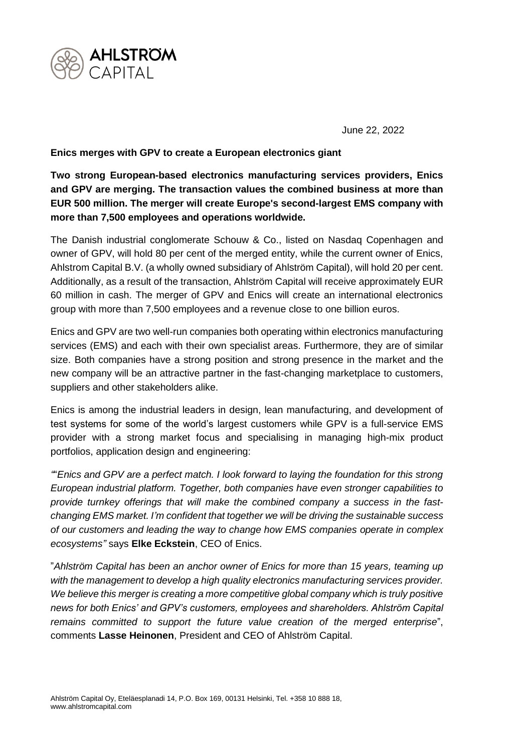June 22, 2022

**Enics merges with GPV to create a European electronics giant**

**Two strong European-based electronics manufacturing services providers, Enics and GPV are merging. The transaction values the combined business at more than EUR 500 million. The merger will create Europe's second-largest EMS company with more than 7,500 employees and operations worldwide.**

The Danish industrial conglomerate Schouw & Co., listed on Nasdaq Copenhagen and owner of GPV, will hold 80 per cent of the merged entity, while the current owner of Enics, Ahlstrom Capital B.V. (a wholly owned subsidiary of Ahlström Capital), will hold 20 per cent. Additionally, as a result of the transaction, Ahlström Capital will receive approximately EUR 60 million in cash. The merger of GPV and Enics will create an international electronics group with more than 7,500 employees and a revenue close to one billion euros.

Enics and GPV are two well-run companies both operating within electronics manufacturing services (EMS) and each with their own specialist areas. Furthermore, they are of similar size. Both companies have a strong position and strong presence in the market and the new company will be an attractive partner in the fast-changing marketplace to customers, suppliers and other stakeholders alike.

Enics is among the industrial leaders in design, lean manufacturing, and development of test systems for some of the world's largest customers while GPV is a full-service EMS provider with a strong market focus and specialising in managing high-mix product portfolios, application design and engineering:

*""Enics and GPV are a perfect match. I look forward to laying the foundation for this strong European industrial platform. Together, both companies have even stronger capabilities to provide turnkey offerings that will make the combined company a success in the fast-changing EMS market. I'm confident that together we will be driving the sustainable success of our customers and leading the way to change how EMS companies operate in complex ecosystems"* says **Elke Eckstein**, CEO of Enics.

"*Ahlström Capital has been an anchor owner of Enics for more than 15 years, teaming up with the management to develop a high quality electronics manufacturing services provider. We believe this merger is creating a more competitive global company which is truly positive news for both Enics' and GPV's customers, employees and shareholders. Ahlström Capital remains committed to support the future value creation of the merged enterprise*", comments **Lasse Heinonen**, President and CEO of Ahlström Capital.

Ahlström Capital Oy, Eteläesplanadi 14, P.O. Box 169, 00131 Helsinki, Tel. +358 10 888 18, www.ahlstromcapital.com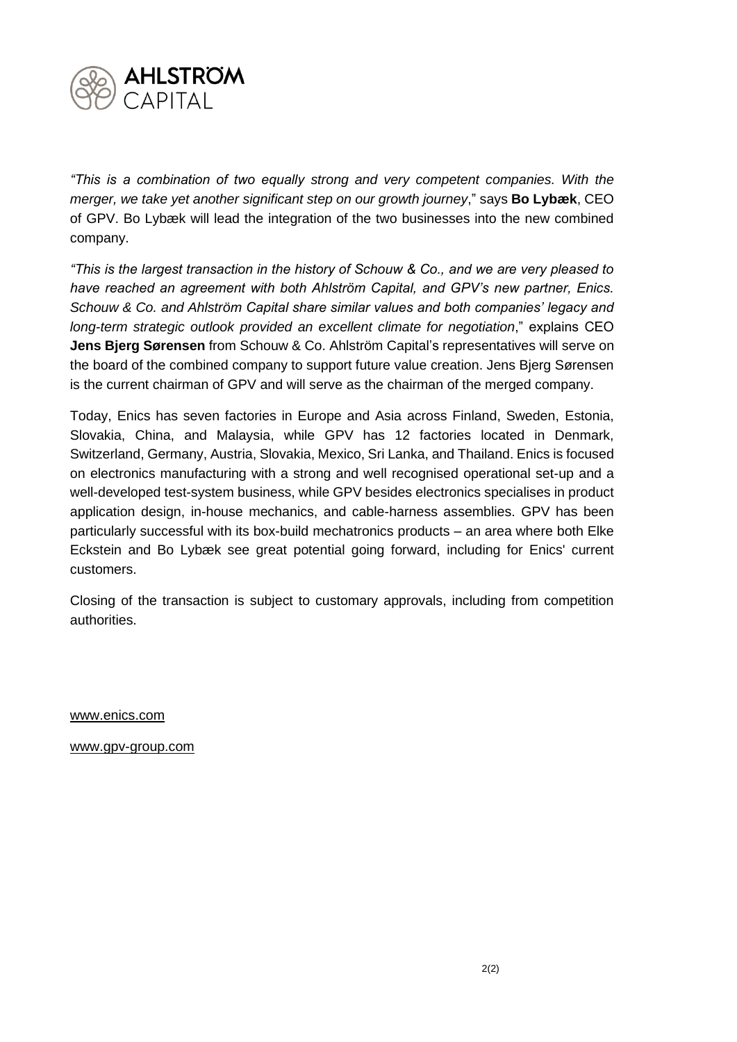*"This is a combination of two equally strong and very competent companies. With the merger, we take yet another significant step on our growth journey*," says **Bo Lybæk**, CEO of GPV. Bo Lybæk will lead the integration of the two businesses into the new combined company.

*"This is the largest transaction in the history of Schouw & Co., and we are very pleased to have reached an agreement with both Ahlström Capital, and GPV's new partner, Enics. Schouw & Co. and Ahlström Capital share similar values and both companies' legacy and long-term strategic outlook provided an excellent climate for negotiation*," explains CEO **Jens Bjerg Sørensen** from Schouw & Co. Ahlström Capital's representatives will serve on the board of the combined company to support future value creation. Jens Bjerg Sørensen is the current chairman of GPV and will serve as the chairman of the merged company.

Today, Enics has seven factories in Europe and Asia across Finland, Sweden, Estonia, Slovakia, China, and Malaysia, while GPV has 12 factories located in Denmark, Switzerland, Germany, Austria, Slovakia, Mexico, Sri Lanka, and Thailand. Enics is focused on electronics manufacturing with a strong and well recognised operational set-up and a well-developed test-system business, while GPV besides electronics specialises in product application design, in-house mechanics, and cable-harness assemblies. GPV has been particularly successful with its box-build mechatronics products – an area where both Elke Eckstein and Bo Lybæk see great potential going forward, including for Enics' current customers.

Closing of the transaction is subject to customary approvals, including from competition authorities.

www.enics.com

www.gpv-group.com